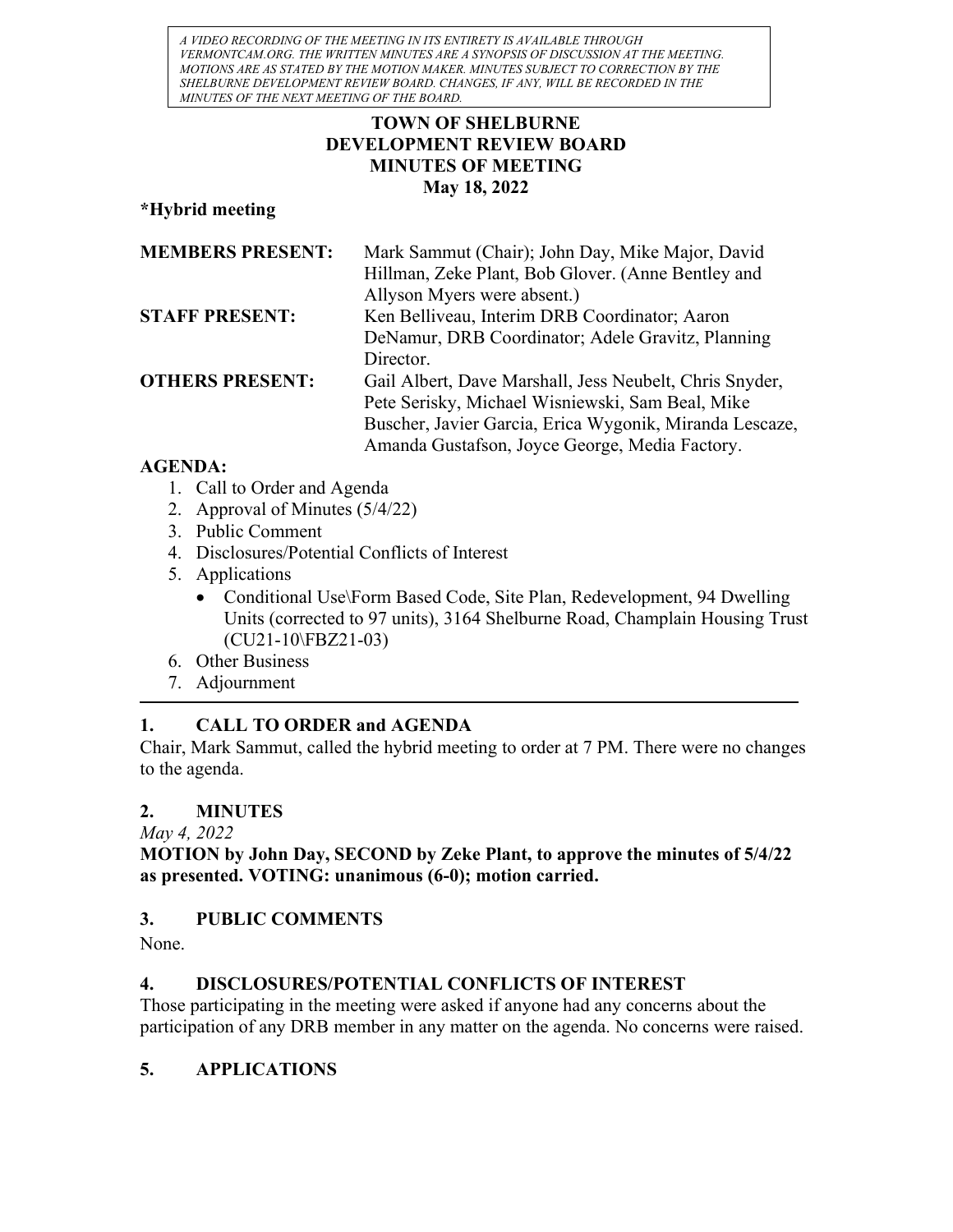*A VIDEO RECORDING OF THE MEETING IN ITS ENTIRETY IS AVAILABLE THROUGH VERMONTCAM.ORG. THE WRITTEN MINUTES ARE A SYNOPSIS OF DISCUSSION AT THE MEETING. MOTIONS ARE AS STATED BY THE MOTION MAKER. MINUTES SUBJECT TO CORRECTION BY THE SHELBURNE DEVELOPMENT REVIEW BOARD. CHANGES, IF ANY, WILL BE RECORDED IN THE MINUTES OF THE NEXT MEETING OF THE BOARD.*

# TOWN OF SHELBURNE
# DEVELOPMENT REVIEW BOARD
# MINUTES OF MEETING
## May 18, 2022

**\*Hybrid meeting**

| | |
|---|---|
| **MEMBERS PRESENT:** | Mark Sammut (Chair); John Day, Mike Major, David Hillman, Zeke Plant, Bob Glover. (Anne Bentley and Allyson Myers were absent.) |
| **STAFF PRESENT:** | Ken Belliveau, Interim DRB Coordinator; Aaron DeNamur, DRB Coordinator; Adele Gravitz, Planning Director. |
| **OTHERS PRESENT:** | Gail Albert, Dave Marshall, Jess Neubelt, Chris Snyder, Pete Serisky, Michael Wisniewski, Sam Beal, Mike Buscher, Javier Garcia, Erica Wygonik, Miranda Lescaze, Amanda Gustafson, Joyce George, Media Factory. |

**AGENDA:**

1. Call to Order and Agenda
2. Approval of Minutes (5/4/22)
3. Public Comment
4. Disclosures/Potential Conflicts of Interest
5. Applications
   - Conditional Use\Form Based Code, Site Plan, Redevelopment, 94 Dwelling Units (corrected to 97 units), 3164 Shelburne Road, Champlain Housing Trust (CU21-10\FBZ21-03)
6. Other Business
7. Adjournment

---

## 1. CALL TO ORDER and AGENDA

Chair, Mark Sammut, called the hybrid meeting to order at 7 PM. There were no changes to the agenda.

## 2. MINUTES

*May 4, 2022*

**MOTION by John Day, SECOND by Zeke Plant, to approve the minutes of 5/4/22 as presented. VOTING: unanimous (6-0); motion carried.**

## 3. PUBLIC COMMENTS

None.

## 4. DISCLOSURES/POTENTIAL CONFLICTS OF INTEREST

Those participating in the meeting were asked if anyone had any concerns about the participation of any DRB member in any matter on the agenda. No concerns were raised.

## 5. APPLICATIONS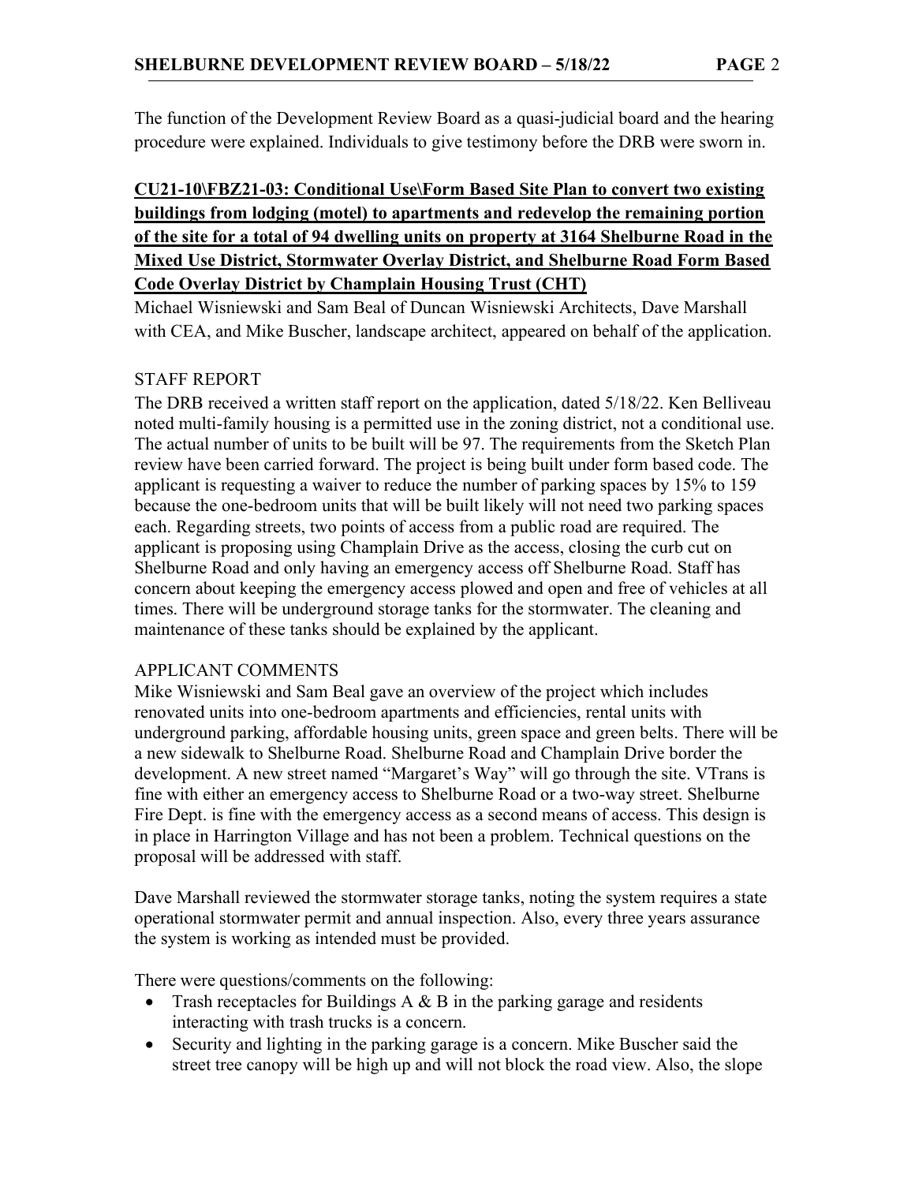The function of the Development Review Board as a quasi-judicial board and the hearing procedure were explained. Individuals to give testimony before the DRB were sworn in.

**CU21-10\FBZ21-03: Conditional Use\Form Based Site Plan to convert two existing buildings from lodging (motel) to apartments and redevelop the remaining portion of the site for a total of 94 dwelling units on property at 3164 Shelburne Road in the Mixed Use District, Stormwater Overlay District, and Shelburne Road Form Based Code Overlay District by Champlain Housing Trust (CHT)**

Michael Wisniewski and Sam Beal of Duncan Wisniewski Architects, Dave Marshall with CEA, and Mike Buscher, landscape architect, appeared on behalf of the application.

STAFF REPORT

The DRB received a written staff report on the application, dated 5/18/22. Ken Belliveau noted multi-family housing is a permitted use in the zoning district, not a conditional use. The actual number of units to be built will be 97. The requirements from the Sketch Plan review have been carried forward. The project is being built under form based code. The applicant is requesting a waiver to reduce the number of parking spaces by 15% to 159 because the one-bedroom units that will be built likely will not need two parking spaces each. Regarding streets, two points of access from a public road are required. The applicant is proposing using Champlain Drive as the access, closing the curb cut on Shelburne Road and only having an emergency access off Shelburne Road. Staff has concern about keeping the emergency access plowed and open and free of vehicles at all times. There will be underground storage tanks for the stormwater. The cleaning and maintenance of these tanks should be explained by the applicant.

APPLICANT COMMENTS

Mike Wisniewski and Sam Beal gave an overview of the project which includes renovated units into one-bedroom apartments and efficiencies, rental units with underground parking, affordable housing units, green space and green belts. There will be a new sidewalk to Shelburne Road. Shelburne Road and Champlain Drive border the development. A new street named "Margaret's Way" will go through the site. VTrans is fine with either an emergency access to Shelburne Road or a two-way street. Shelburne Fire Dept. is fine with the emergency access as a second means of access. This design is in place in Harrington Village and has not been a problem. Technical questions on the proposal will be addressed with staff.

Dave Marshall reviewed the stormwater storage tanks, noting the system requires a state operational stormwater permit and annual inspection. Also, every three years assurance the system is working as intended must be provided.

There were questions/comments on the following:

- Trash receptacles for Buildings A & B in the parking garage and residents interacting with trash trucks is a concern.
- Security and lighting in the parking garage is a concern. Mike Buscher said the street tree canopy will be high up and will not block the road view. Also, the slope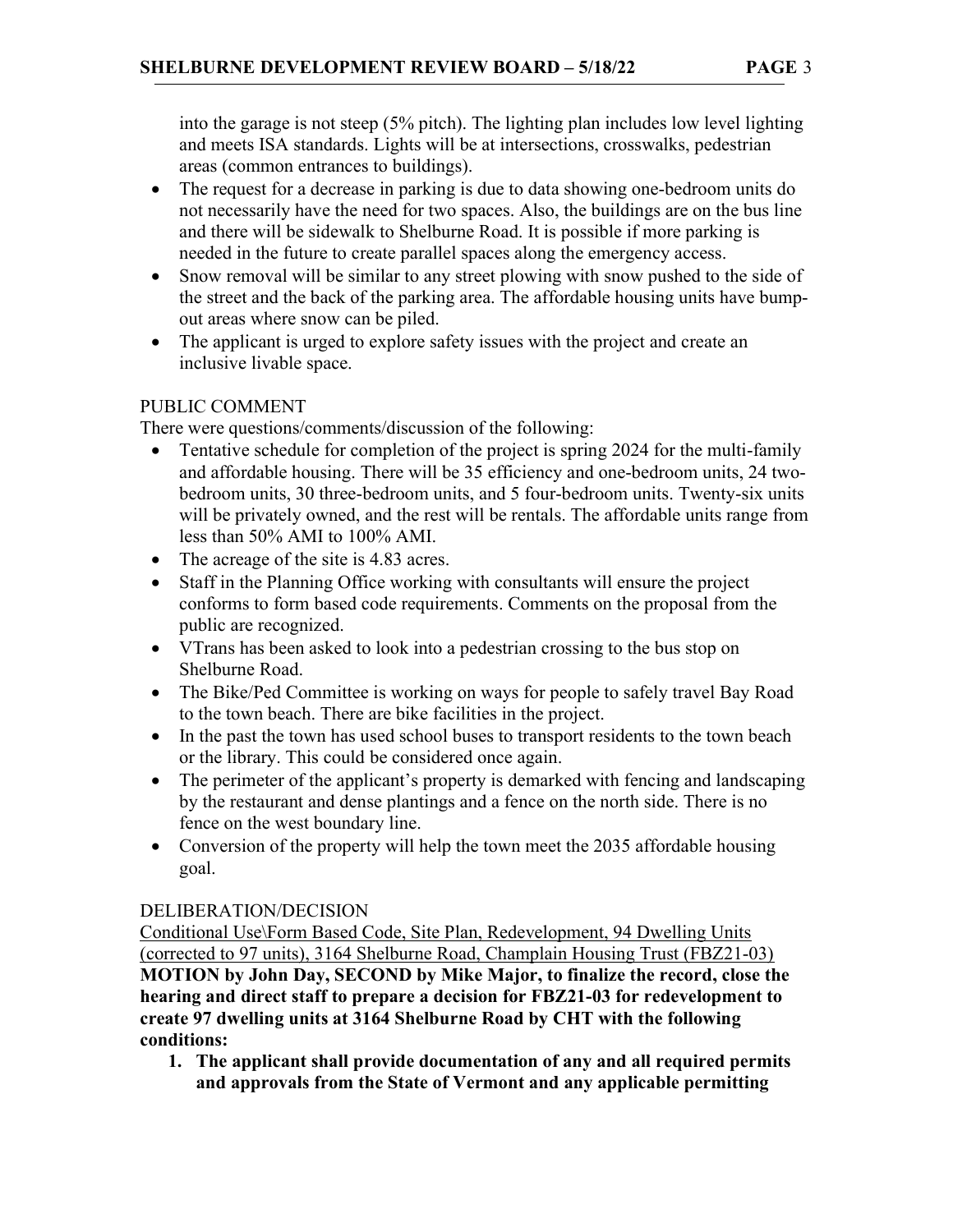into the garage is not steep (5% pitch). The lighting plan includes low level lighting and meets ISA standards. Lights will be at intersections, crosswalks, pedestrian areas (common entrances to buildings).

- The request for a decrease in parking is due to data showing one-bedroom units do not necessarily have the need for two spaces. Also, the buildings are on the bus line and there will be sidewalk to Shelburne Road. It is possible if more parking is needed in the future to create parallel spaces along the emergency access.
- Snow removal will be similar to any street plowing with snow pushed to the side of the street and the back of the parking area. The affordable housing units have bump-out areas where snow can be piled.
- The applicant is urged to explore safety issues with the project and create an inclusive livable space.

PUBLIC COMMENT

There were questions/comments/discussion of the following:

- Tentative schedule for completion of the project is spring 2024 for the multi-family and affordable housing. There will be 35 efficiency and one-bedroom units, 24 two-bedroom units, 30 three-bedroom units, and 5 four-bedroom units. Twenty-six units will be privately owned, and the rest will be rentals. The affordable units range from less than 50% AMI to 100% AMI.
- The acreage of the site is 4.83 acres.
- Staff in the Planning Office working with consultants will ensure the project conforms to form based code requirements. Comments on the proposal from the public are recognized.
- VTrans has been asked to look into a pedestrian crossing to the bus stop on Shelburne Road.
- The Bike/Ped Committee is working on ways for people to safely travel Bay Road to the town beach. There are bike facilities in the project.
- In the past the town has used school buses to transport residents to the town beach or the library. This could be considered once again.
- The perimeter of the applicant's property is demarked with fencing and landscaping by the restaurant and dense plantings and a fence on the north side. There is no fence on the west boundary line.
- Conversion of the property will help the town meet the 2035 affordable housing goal.

DELIBERATION/DECISION

Conditional Use\Form Based Code, Site Plan, Redevelopment, 94 Dwelling Units (corrected to 97 units), 3164 Shelburne Road, Champlain Housing Trust (FBZ21-03)

**MOTION by John Day, SECOND by Mike Major, to finalize the record, close the hearing and direct staff to prepare a decision for FBZ21-03 for redevelopment to create 97 dwelling units at 3164 Shelburne Road by CHT with the following conditions:**

1. **The applicant shall provide documentation of any and all required permits and approvals from the State of Vermont and any applicable permitting**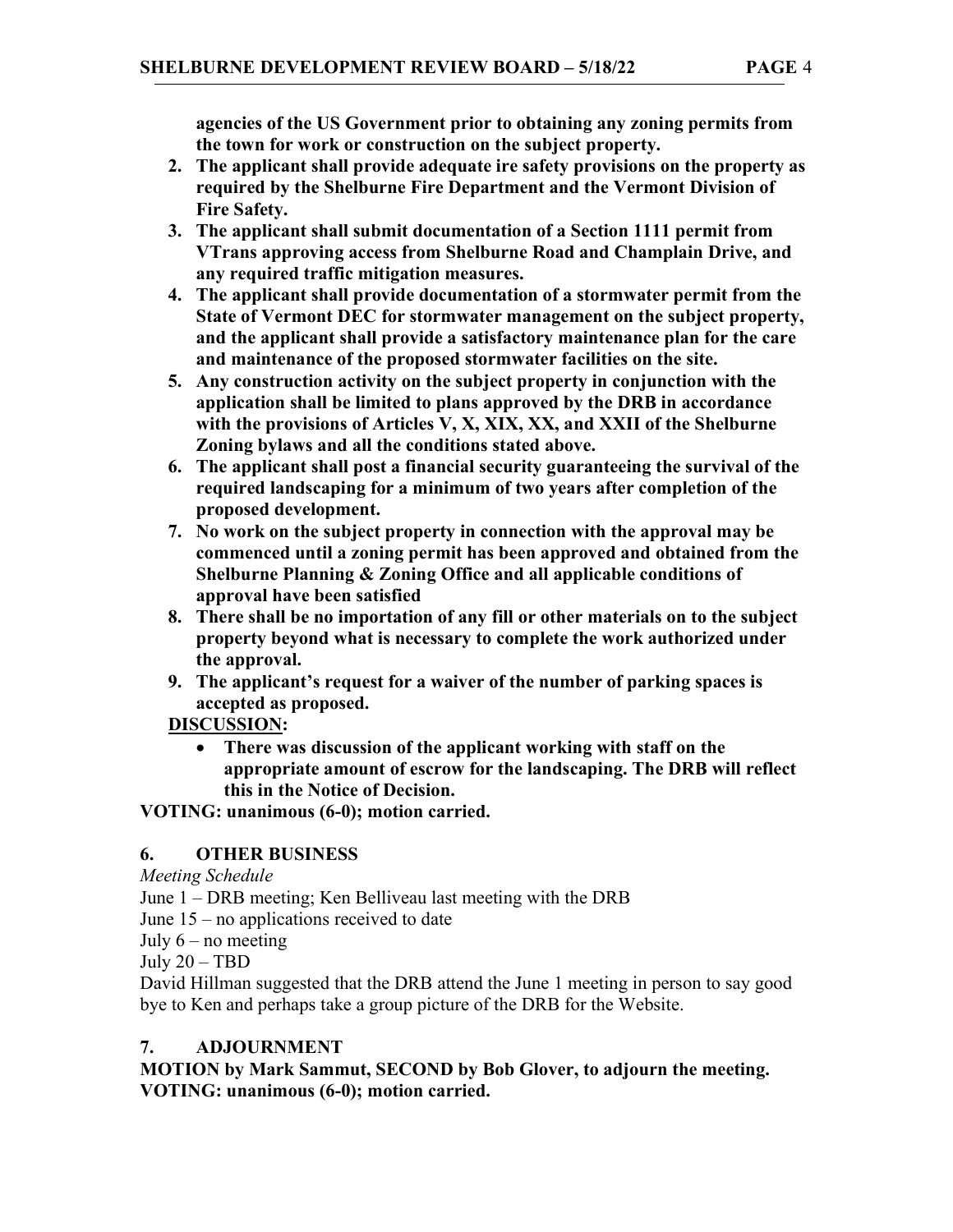**agencies of the US Government prior to obtaining any zoning permits from the town for work or construction on the subject property.**

2. **The applicant shall provide adequate ire safety provisions on the property as required by the Shelburne Fire Department and the Vermont Division of Fire Safety.**
3. **The applicant shall submit documentation of a Section 1111 permit from VTrans approving access from Shelburne Road and Champlain Drive, and any required traffic mitigation measures.**
4. **The applicant shall provide documentation of a stormwater permit from the State of Vermont DEC for stormwater management on the subject property, and the applicant shall provide a satisfactory maintenance plan for the care and maintenance of the proposed stormwater facilities on the site.**
5. **Any construction activity on the subject property in conjunction with the application shall be limited to plans approved by the DRB in accordance with the provisions of Articles V, X, XIX, XX, and XXII of the Shelburne Zoning bylaws and all the conditions stated above.**
6. **The applicant shall post a financial security guaranteeing the survival of the required landscaping for a minimum of two years after completion of the proposed development.**
7. **No work on the subject property in connection with the approval may be commenced until a zoning permit has been approved and obtained from the Shelburne Planning & Zoning Office and all applicable conditions of approval have been satisfied**
8. **There shall be no importation of any fill or other materials on to the subject property beyond what is necessary to complete the work authorized under the approval.**
9. **The applicant's request for a waiver of the number of parking spaces is accepted as proposed.**

**DISCUSSION:**

- **There was discussion of the applicant working with staff on the appropriate amount of escrow for the landscaping. The DRB will reflect this in the Notice of Decision.**

**VOTING: unanimous (6-0); motion carried.**

## 6. OTHER BUSINESS

*Meeting Schedule*

June 1 – DRB meeting; Ken Belliveau last meeting with the DRB
June 15 – no applications received to date
July 6 – no meeting
July 20 – TBD

David Hillman suggested that the DRB attend the June 1 meeting in person to say good bye to Ken and perhaps take a group picture of the DRB for the Website.

## 7. ADJOURNMENT

**MOTION by Mark Sammut, SECOND by Bob Glover, to adjourn the meeting.**
**VOTING: unanimous (6-0); motion carried.**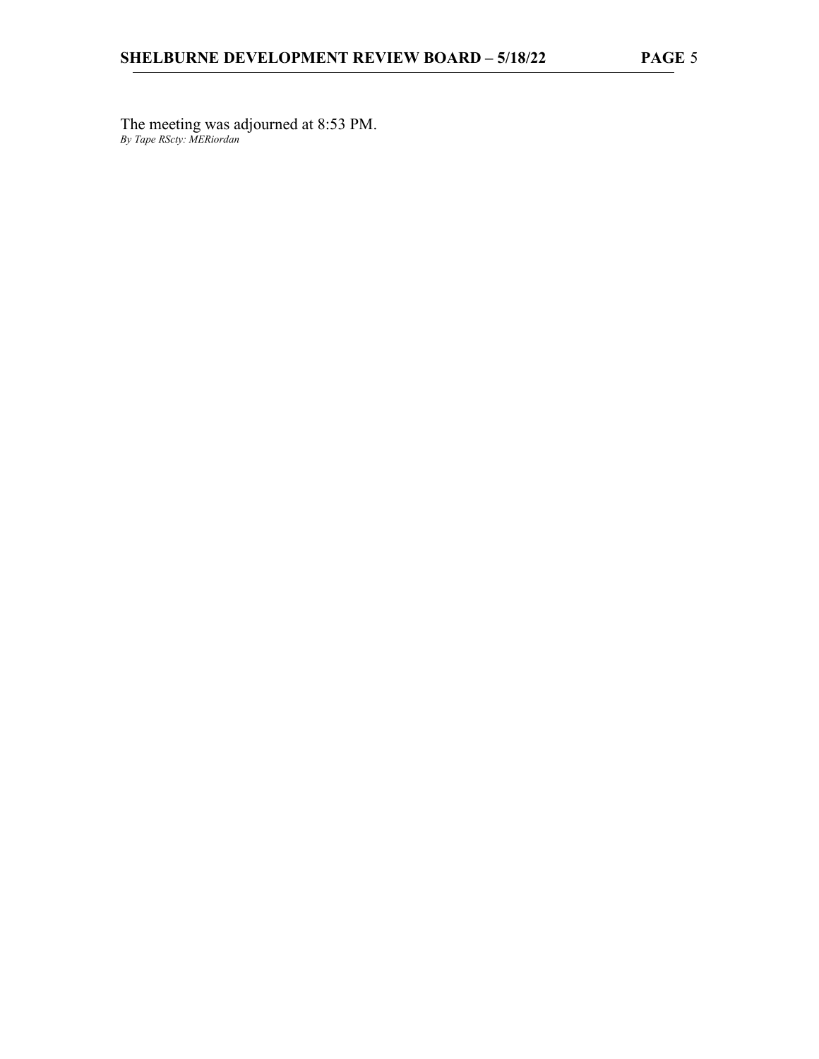The meeting was adjourned at 8:53 PM.

*By Tape RScty: MERiordan*